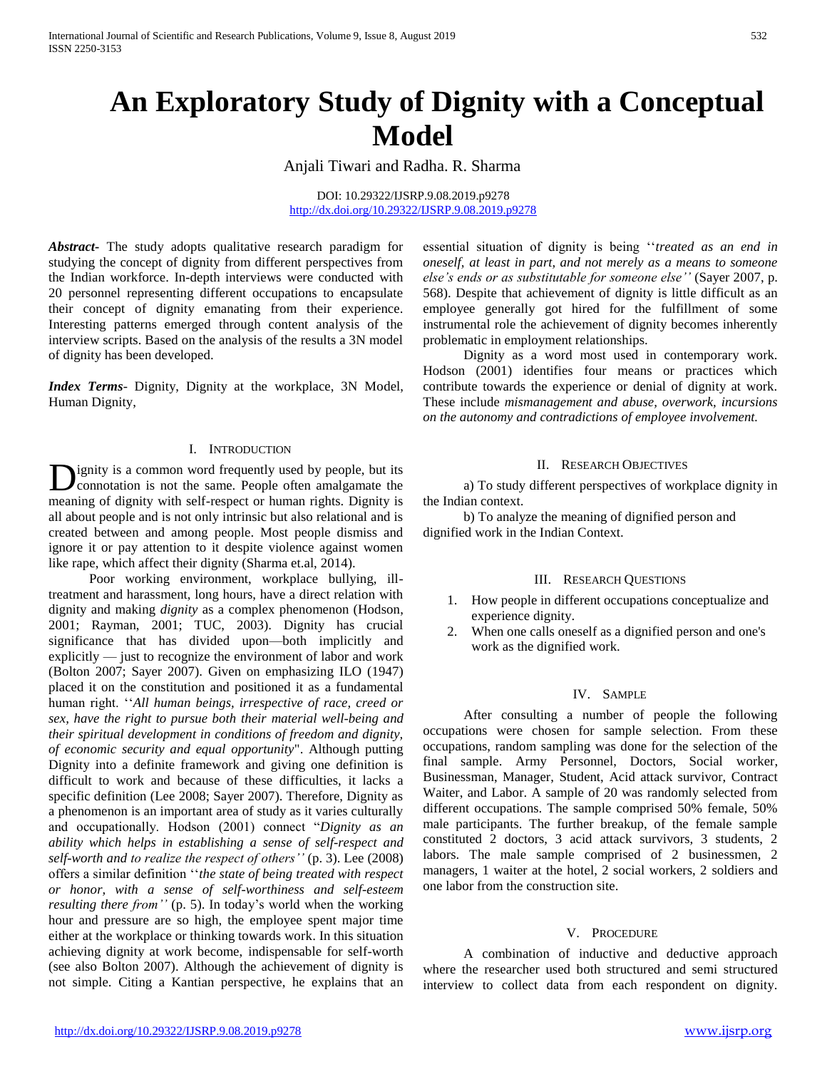# An Exploratory Study of Dignity with a Conceptual Model

Anjali Tiwari and Radha. R. Sharma

DOI: 10.29322/IJSRP.9.08.2019.p9278
http://dx.doi.org/10.29322/IJSRP.9.08.2019.p9278

***Abstract***- The study adopts qualitative research paradigm for studying the concept of dignity from different perspectives from the Indian workforce. In-depth interviews were conducted with 20 personnel representing different occupations to encapsulate their concept of dignity emanating from their experience. Interesting patterns emerged through content analysis of the interview scripts. Based on the analysis of the results a 3N model of dignity has been developed.

***Index Terms***- Dignity, Dignity at the workplace, 3N Model, Human Dignity,

## I. Introduction

Dignity is a common word frequently used by people, but its connotation is not the same. People often amalgamate the meaning of dignity with self-respect or human rights. Dignity is all about people and is not only intrinsic but also relational and is created between and among people. Most people dismiss and ignore it or pay attention to it despite violence against women like rape, which affect their dignity (Sharma et.al, 2014).

Poor working environment, workplace bullying, ill-treatment and harassment, long hours, have a direct relation with dignity and making *dignity* as a complex phenomenon (Hodson, 2001; Rayman, 2001; TUC, 2003). Dignity has crucial significance that has divided upon—both implicitly and explicitly — just to recognize the environment of labor and work (Bolton 2007; Sayer 2007). Given on emphasizing ILO (1947) placed it on the constitution and positioned it as a fundamental human right. ''*All human beings, irrespective of race, creed or sex, have the right to pursue both their material well-being and their spiritual development in conditions of freedom and dignity, of economic security and equal opportunity*". Although putting Dignity into a definite framework and giving one definition is difficult to work and because of these difficulties, it lacks a specific definition (Lee 2008; Sayer 2007). Therefore, Dignity as a phenomenon is an important area of study as it varies culturally and occupationally. Hodson (2001) connect "*Dignity as an ability which helps in establishing a sense of self-respect and self-worth and to realize the respect of others''* (p. 3). Lee (2008) offers a similar definition ''*the state of being treated with respect or honor, with a sense of self-worthiness and self-esteem resulting there from''* (p. 5). In today's world when the working hour and pressure are so high, the employee spent major time either at the workplace or thinking towards work. In this situation achieving dignity at work become, indispensable for self-worth (see also Bolton 2007). Although the achievement of dignity is not simple. Citing a Kantian perspective, he explains that an essential situation of dignity is being ''*treated as an end in oneself, at least in part, and not merely as a means to someone else's ends or as substitutable for someone else''* (Sayer 2007, p. 568). Despite that achievement of dignity is little difficult as an employee generally got hired for the fulfillment of some instrumental role the achievement of dignity becomes inherently problematic in employment relationships.

Dignity as a word most used in contemporary work. Hodson (2001) identifies four means or practices which contribute towards the experience or denial of dignity at work. These include *mismanagement and abuse, overwork, incursions on the autonomy and contradictions of employee involvement.*

## II. Research Objectives

a) To study different perspectives of workplace dignity in the Indian context.

b) To analyze the meaning of dignified person and dignified work in the Indian Context.

## III. Research Questions

1. How people in different occupations conceptualize and experience dignity.
2. When one calls oneself as a dignified person and one's work as the dignified work.

## IV. Sample

After consulting a number of people the following occupations were chosen for sample selection. From these occupations, random sampling was done for the selection of the final sample. Army Personnel, Doctors, Social worker, Businessman, Manager, Student, Acid attack survivor, Contract Waiter, and Labor. A sample of 20 was randomly selected from different occupations. The sample comprised 50% female, 50% male participants. The further breakup, of the female sample constituted 2 doctors, 3 acid attack survivors, 3 students, 2 labors. The male sample comprised of 2 businessmen, 2 managers, 1 waiter at the hotel, 2 social workers, 2 soldiers and one labor from the construction site.

## V. Procedure

A combination of inductive and deductive approach where the researcher used both structured and semi structured interview to collect data from each respondent on dignity.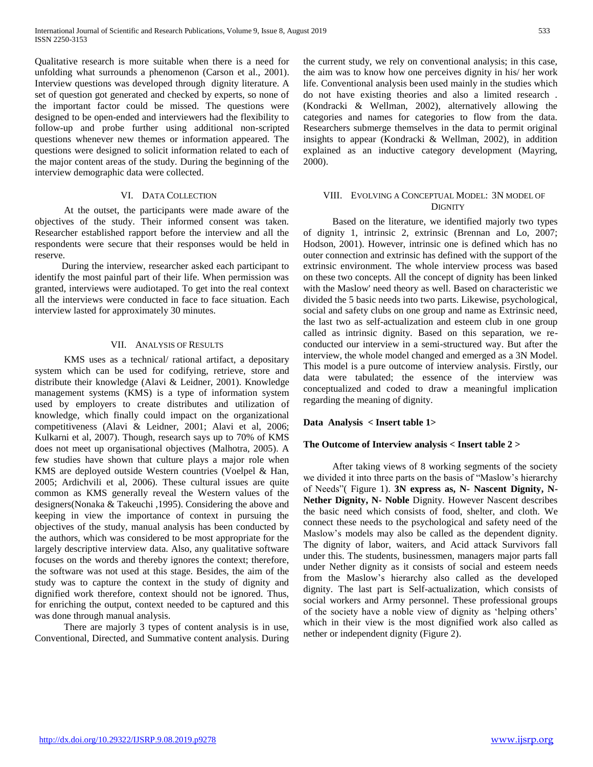Qualitative research is more suitable when there is a need for unfolding what surrounds a phenomenon (Carson et al., 2001). Interview questions was developed through dignity literature. A set of question got generated and checked by experts, so none of the important factor could be missed. The questions were designed to be open-ended and interviewers had the flexibility to follow-up and probe further using additional non-scripted questions whenever new themes or information appeared. The questions were designed to solicit information related to each of the major content areas of the study. During the beginning of the interview demographic data were collected.

## VI. Data Collection

At the outset, the participants were made aware of the objectives of the study. Their informed consent was taken. Researcher established rapport before the interview and all the respondents were secure that their responses would be held in reserve.

During the interview, researcher asked each participant to identify the most painful part of their life. When permission was granted, interviews were audiotaped. To get into the real context all the interviews were conducted in face to face situation. Each interview lasted for approximately 30 minutes.

## VII. Analysis of Results

KMS uses as a technical/ rational artifact, a depositary system which can be used for codifying, retrieve, store and distribute their knowledge (Alavi & Leidner, 2001). Knowledge management systems (KMS) is a type of information system used by employers to create distributes and utilization of knowledge, which finally could impact on the organizational competitiveness (Alavi & Leidner, 2001; Alavi et al, 2006; Kulkarni et al, 2007). Though, research says up to 70% of KMS does not meet up organisational objectives (Malhotra, 2005). A few studies have shown that culture plays a major role when KMS are deployed outside Western countries (Voelpel & Han, 2005; Ardichvili et al, 2006). These cultural issues are quite common as KMS generally reveal the Western values of the designers(Nonaka & Takeuchi ,1995). Considering the above and keeping in view the importance of context in pursuing the objectives of the study, manual analysis has been conducted by the authors, which was considered to be most appropriate for the largely descriptive interview data. Also, any qualitative software focuses on the words and thereby ignores the context; therefore, the software was not used at this stage. Besides, the aim of the study was to capture the context in the study of dignity and dignified work therefore, context should not be ignored. Thus, for enriching the output, context needed to be captured and this was done through manual analysis.

There are majorly 3 types of content analysis is in use, Conventional, Directed, and Summative content analysis. During the current study, we rely on conventional analysis; in this case, the aim was to know how one perceives dignity in his/ her work life. Conventional analysis been used mainly in the studies which do not have existing theories and also a limited research . (Kondracki & Wellman, 2002), alternatively allowing the categories and names for categories to flow from the data. Researchers submerge themselves in the data to permit original insights to appear (Kondracki & Wellman, 2002), in addition explained as an inductive category development (Mayring, 2000).

## VIII. Evolving a Conceptual Model: 3N model of Dignity

Based on the literature, we identified majorly two types of dignity 1, intrinsic 2, extrinsic (Brennan and Lo, 2007; Hodson, 2001). However, intrinsic one is defined which has no outer connection and extrinsic has defined with the support of the extrinsic environment. The whole interview process was based on these two concepts. All the concept of dignity has been linked with the Maslow' need theory as well. Based on characteristic we divided the 5 basic needs into two parts. Likewise, psychological, social and safety clubs on one group and name as Extrinsic need, the last two as self-actualization and esteem club in one group called as intrinsic dignity. Based on this separation, we re-conducted our interview in a semi-structured way. But after the interview, the whole model changed and emerged as a 3N Model. This model is a pure outcome of interview analysis. Firstly, our data were tabulated; the essence of the interview was conceptualized and coded to draw a meaningful implication regarding the meaning of dignity.

**Data Analysis < Insert table 1>**

**The Outcome of Interview analysis < Insert table 2 >**

After taking views of 8 working segments of the society we divided it into three parts on the basis of "Maslow's hierarchy of Needs"( Figure 1). **3N express as, N- Nascent Dignity, N- Nether Dignity, N- Noble** Dignity. However Nascent describes the basic need which consists of food, shelter, and cloth. We connect these needs to the psychological and safety need of the Maslow's models may also be called as the dependent dignity. The dignity of labor, waiters, and Acid attack Survivors fall under this. The students, businessmen, managers major parts fall under Nether dignity as it consists of social and esteem needs from the Maslow's hierarchy also called as the developed dignity. The last part is Self-actualization, which consists of social workers and Army personnel. These professional groups of the society have a noble view of dignity as 'helping others' which in their view is the most dignified work also called as nether or independent dignity (Figure 2).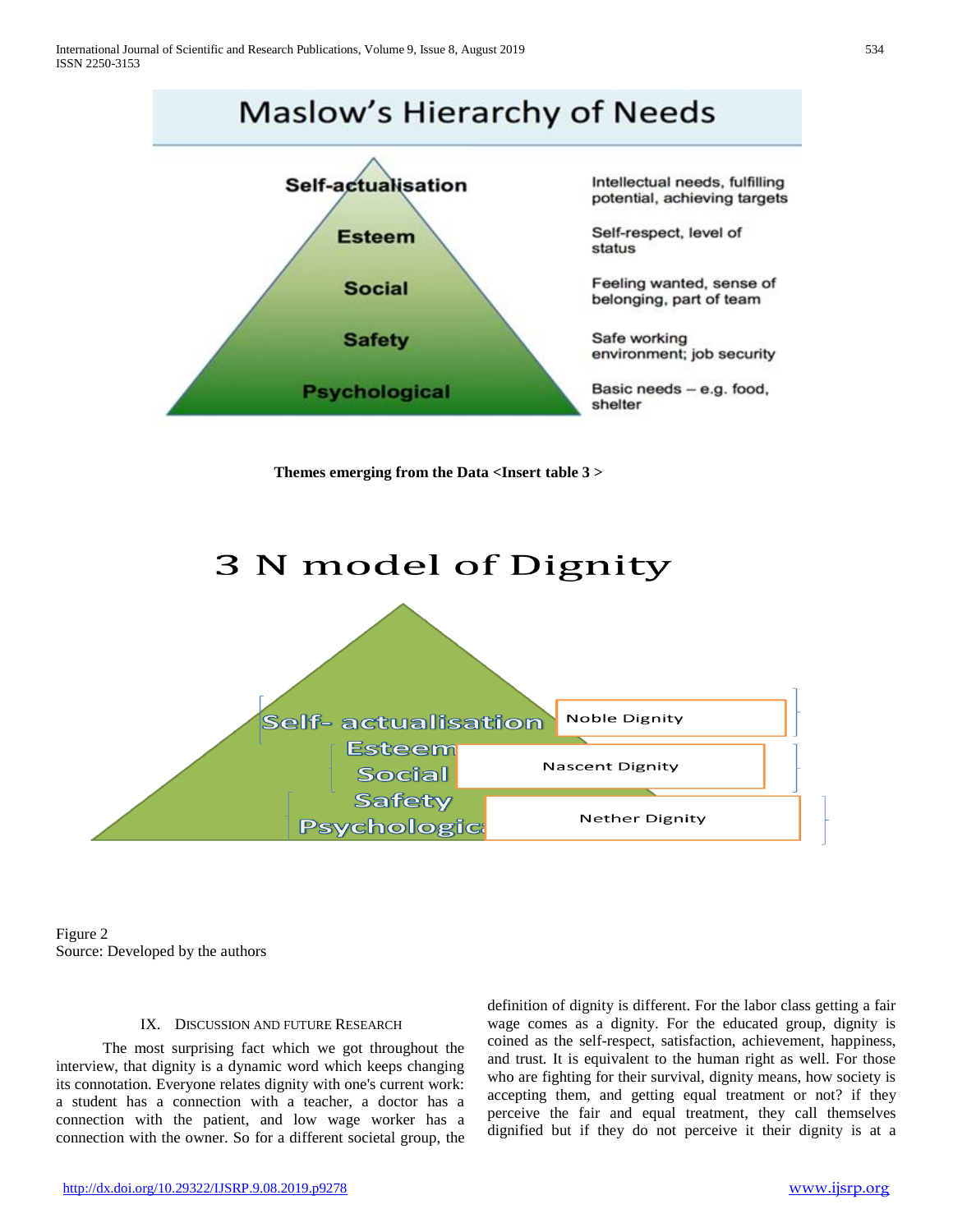**Maslow's Hierarchy of Needs**

| Level | Description |
|---|---|
| Self-actualisation | Intellectual needs, fulfilling potential, achieving targets |
| Esteem | Self-respect, level of status |
| Social | Feeling wanted, sense of belonging, part of team |
| Safety | Safe working environment; job security |
| Psychological | Basic needs – e.g. food, shelter |

**Themes emerging from the Data <Insert table 3 >**

**3 N model of Dignity**

| Levels | Dignity |
|---|---|
| Self- actualisation | Noble Dignity |
| Esteem, Social | Nascent Dignity |
| Safety, Psychological | Nether Dignity |

Figure 2
Source: Developed by the authors

## IX. Discussion and Future Research

The most surprising fact which we got throughout the interview, that dignity is a dynamic word which keeps changing its connotation. Everyone relates dignity with one's current work: a student has a connection with a teacher, a doctor has a connection with the patient, and low wage worker has a connection with the owner. So for a different societal group, the definition of dignity is different. For the labor class getting a fair wage comes as a dignity. For the educated group, dignity is coined as the self-respect, satisfaction, achievement, happiness, and trust. It is equivalent to the human right as well. For those who are fighting for their survival, dignity means, how society is accepting them, and getting equal treatment or not? if they perceive the fair and equal treatment, they call themselves dignified but if they do not perceive it their dignity is at a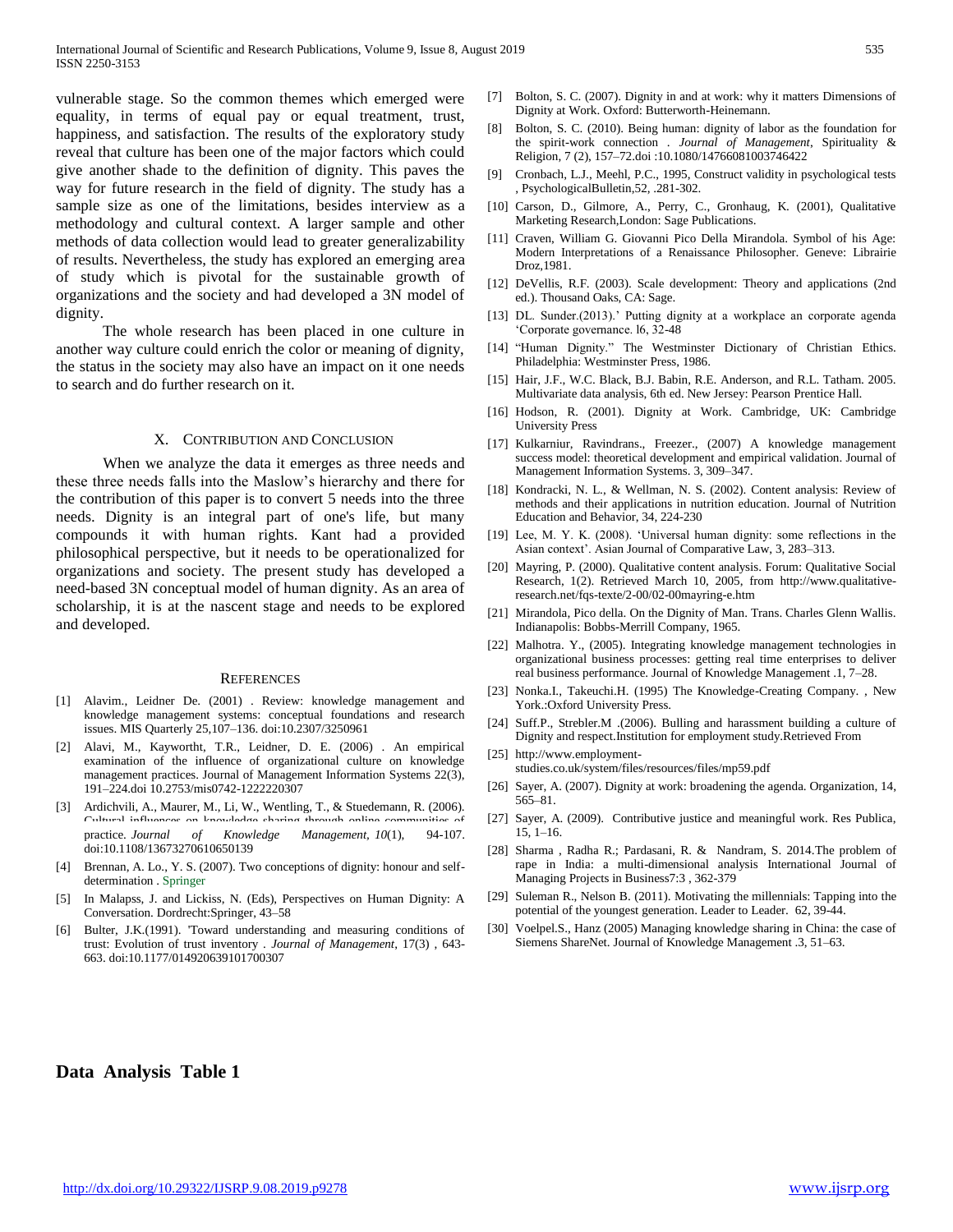vulnerable stage. So the common themes which emerged were equality, in terms of equal pay or equal treatment, trust, happiness, and satisfaction. The results of the exploratory study reveal that culture has been one of the major factors which could give another shade to the definition of dignity. This paves the way for future research in the field of dignity. The study has a sample size as one of the limitations, besides interview as a methodology and cultural context. A larger sample and other methods of data collection would lead to greater generalizability of results. Nevertheless, the study has explored an emerging area of study which is pivotal for the sustainable growth of organizations and the society and had developed a 3N model of dignity.

The whole research has been placed in one culture in another way culture could enrich the color or meaning of dignity, the status in the society may also have an impact on it one needs to search and do further research on it.

## X. Contribution and Conclusion

When we analyze the data it emerges as three needs and these three needs falls into the Maslow's hierarchy and there for the contribution of this paper is to convert 5 needs into the three needs. Dignity is an integral part of one's life, but many compounds it with human rights. Kant had a provided philosophical perspective, but it needs to be operationalized for organizations and society. The present study has developed a need-based 3N conceptual model of human dignity. As an area of scholarship, it is at the nascent stage and needs to be explored and developed.

## References

[1] Alavim., Leidner De. (2001) . Review: knowledge management and knowledge management systems: conceptual foundations and research issues. MIS Quarterly 25,107–136. doi:10.2307/3250961

[2] Alavi, M., Kayworth, T.R., Leidner, D. E. (2006) . An empirical examination of the influence of organizational culture on knowledge management practices. Journal of Management Information Systems 22(3), 191–224.doi 10.2753/mis0742-1222220307

[3] Ardichvili, A., Maurer, M., Li, W., Wentling, T., & Stuedemann, R. (2006). Cultural influences on knowledge sharing through online communities of practice. *Journal of Knowledge Management, 10*(1), 94-107. doi:10.1108/13673270610650139

[4] Brennan, A. Lo., Y. S. (2007). Two conceptions of dignity: honour and self-determination . Springer

[5] In Malapss, J. and Lickiss, N. (Eds), Perspectives on Human Dignity: A Conversation. Dordrecht:Springer, 43–58

[6] Bulter, J.K.(1991). 'Toward understanding and measuring conditions of trust: Evolution of trust inventory . *Journal of Management*, 17(3) , 643-663. doi:10.1177/014920639101700307

[7] Bolton, S. C. (2007). Dignity in and at work: why it matters Dimensions of Dignity at Work. Oxford: Butterworth-Heinemann.

[8] Bolton, S. C. (2010). Being human: dignity of labor as the foundation for the spirit-work connection . *Journal of Management*, Spirituality & Religion, 7 (2), 157–72.doi :10.1080/14766081003746422

[9] Cronbach, L.J., Meehl, P.C., 1995, Construct validity in psychological tests , PsychologicalBulletin,52, .281-302.

[10] Carson, D., Gilmore, A., Perry, C., Gronhaug, K. (2001), Qualitative Marketing Research,London: Sage Publications.

[11] Craven, William G. Giovanni Pico Della Mirandola. Symbol of his Age: Modern Interpretations of a Renaissance Philosopher. Geneve: Librairie Droz,1981.

[12] DeVellis, R.F. (2003). Scale development: Theory and applications (2nd ed.). Thousand Oaks, CA: Sage.

[13] DL. Sunder.(2013).' Putting dignity at a workplace an corporate agenda 'Corporate governance. l6, 32-48

[14] "Human Dignity." The Westminster Dictionary of Christian Ethics. Philadelphia: Westminster Press, 1986.

[15] Hair, J.F., W.C. Black, B.J. Babin, R.E. Anderson, and R.L. Tatham. 2005. Multivariate data analysis, 6th ed. New Jersey: Pearson Prentice Hall.

[16] Hodson, R. (2001). Dignity at Work. Cambridge, UK: Cambridge University Press

[17] Kulkarniur, Ravindrans., Freezer., (2007) A knowledge management success model: theoretical development and empirical validation. Journal of Management Information Systems. 3, 309–347.

[18] Kondracki, N. L., & Wellman, N. S. (2002). Content analysis: Review of methods and their applications in nutrition education. Journal of Nutrition Education and Behavior, 34, 224-230

[19] Lee, M. Y. K. (2008). 'Universal human dignity: some reflections in the Asian context'. Asian Journal of Comparative Law, 3, 283–313.

[20] Mayring, P. (2000). Qualitative content analysis. Forum: Qualitative Social Research, 1(2). Retrieved March 10, 2005, from http://www.qualitative-research.net/fqs-texte/2-00/02-00mayring-e.htm

[21] Mirandola, Pico della. On the Dignity of Man. Trans. Charles Glenn Wallis. Indianapolis: Bobbs-Merrill Company, 1965.

[22] Malhotra. Y., (2005). Integrating knowledge management technologies in organizational business processes: getting real time enterprises to deliver real business performance. Journal of Knowledge Management .1, 7–28.

[23] Nonka.I., Takeuchi.H. (1995) The Knowledge-Creating Company. , New York.:Oxford University Press.

[24] Suff.P., Strebler.M .(2006). Bulling and harassment building a culture of Dignity and respect.Institution for employment study.Retrieved From

[25] http://www.employment-studies.co.uk/system/files/resources/files/mp59.pdf

[26] Sayer, A. (2007). Dignity at work: broadening the agenda. Organization, 14, 565–81.

[27] Sayer, A. (2009). Contributive justice and meaningful work. Res Publica, 15, 1–16.

[28] Sharma , Radha R.; Pardasani, R. & Nandram, S. 2014.The problem of rape in India: a multi-dimensional analysis International Journal of Managing Projects in Business7:3 , 362-379

[29] Suleman R., Nelson B. (2011). Motivating the millennials: Tapping into the potential of the youngest generation. Leader to Leader. 62, 39-44.

[30] Voelpel.S., Hanz (2005) Managing knowledge sharing in China: the case of Siemens ShareNet. Journal of Knowledge Management .3, 51–63.

**Data Analysis Table 1**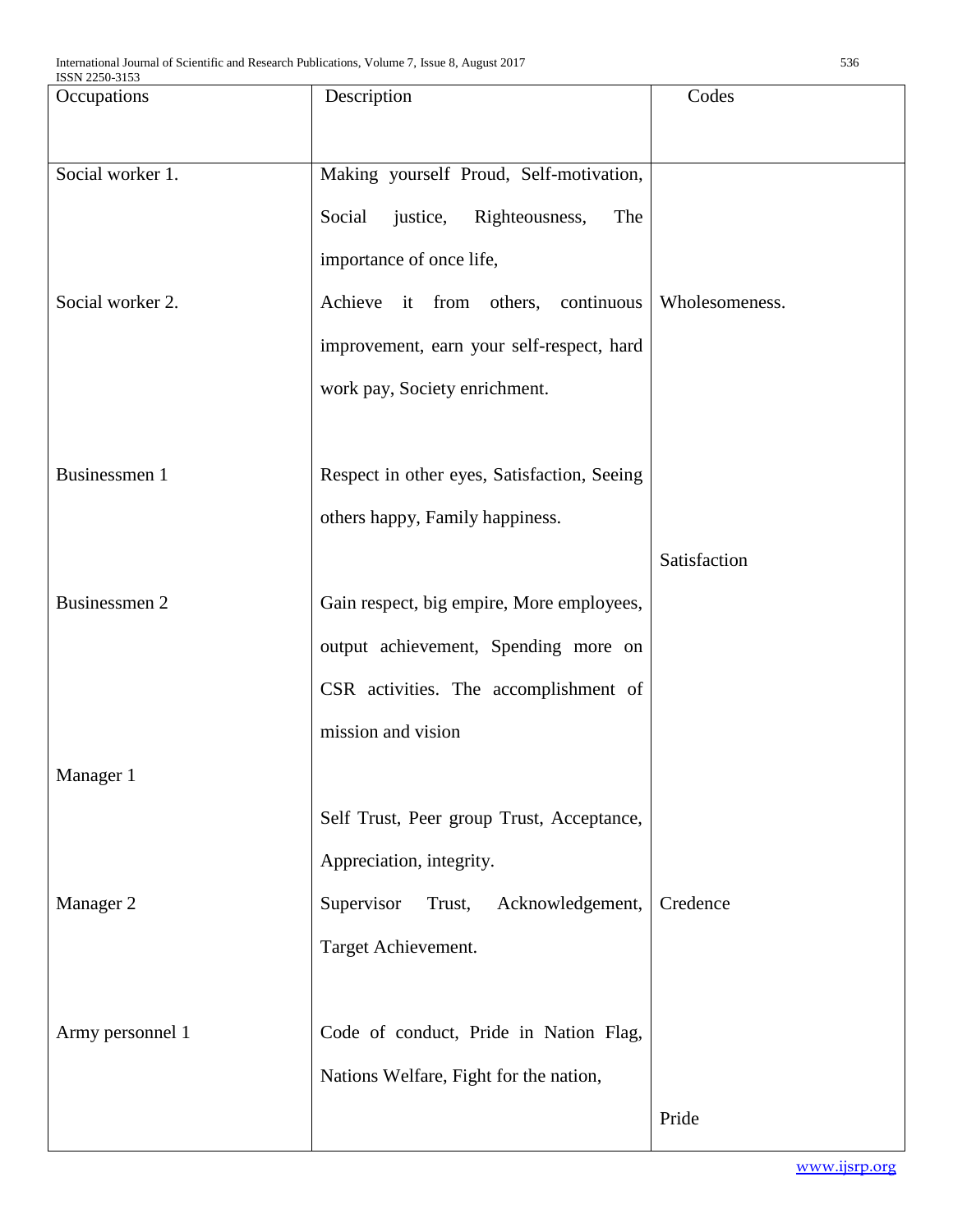| Occupations | Description | Codes |
|---|---|---|
| Social worker 1. | Making yourself Proud, Self-motivation, Social justice, Righteousness, The importance of once life, | |
| Social worker 2. | Achieve it from others, continuous improvement, earn your self-respect, hard work pay, Society enrichment. | Wholesomeness. |
| Businessmen 1 | Respect in other eyes, Satisfaction, Seeing others happy, Family happiness. | Satisfaction |
| Businessmen 2 | Gain respect, big empire, More employees, output achievement, Spending more on CSR activities. The accomplishment of mission and vision | |
| Manager 1 | Self Trust, Peer group Trust, Acceptance, Appreciation, integrity. | |
| Manager 2 | Supervisor Trust, Acknowledgement, Target Achievement. | Credence |
| Army personnel 1 | Code of conduct, Pride in Nation Flag, Nations Welfare, Fight for the nation, | Pride |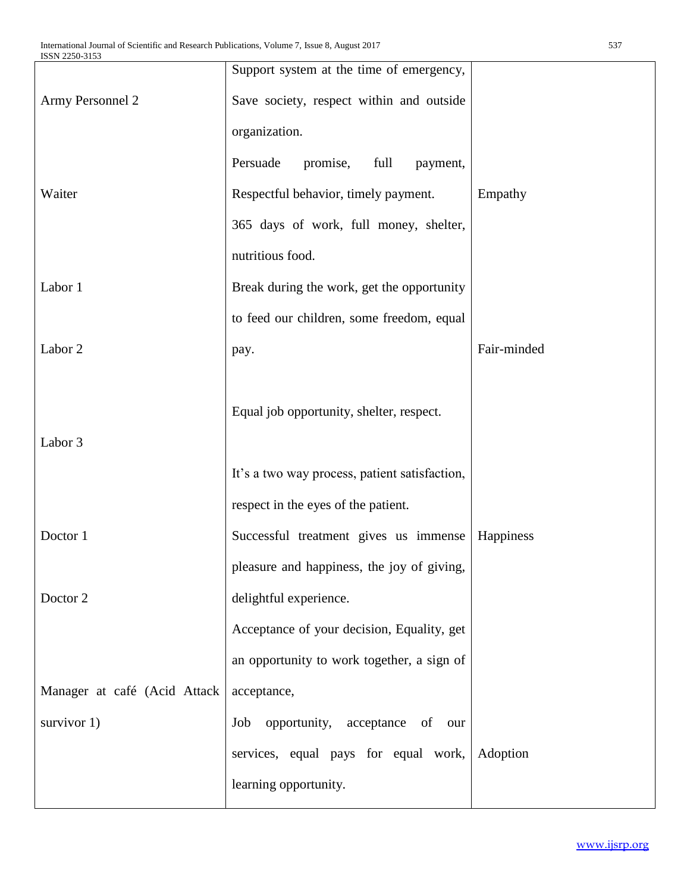| | | |
|---|---|---|
| Army Personnel 2 | Support system at the time of emergency, Save society, respect within and outside organization. | |
| Waiter | Persuade promise, full payment, Respectful behavior, timely payment. | Empathy |
| Labor 1 | 365 days of work, full money, shelter, nutritious food. | |
| Labor 2 | Break during the work, get the opportunity to feed our children, some freedom, equal pay. | Fair-minded |
| Labor 3 | Equal job opportunity, shelter, respect. | |
| Doctor 1 | It's a two way process, patient satisfaction, respect in the eyes of the patient. | Happiness |
| Doctor 2 | Successful treatment gives us immense pleasure and happiness, the joy of giving, delightful experience. | |
| Manager at café (Acid Attack survivor 1) | Acceptance of your decision, Equality, get an opportunity to work together, a sign of acceptance, | |
| | Job opportunity, acceptance of our services, equal pays for equal work, learning opportunity. | Adoption |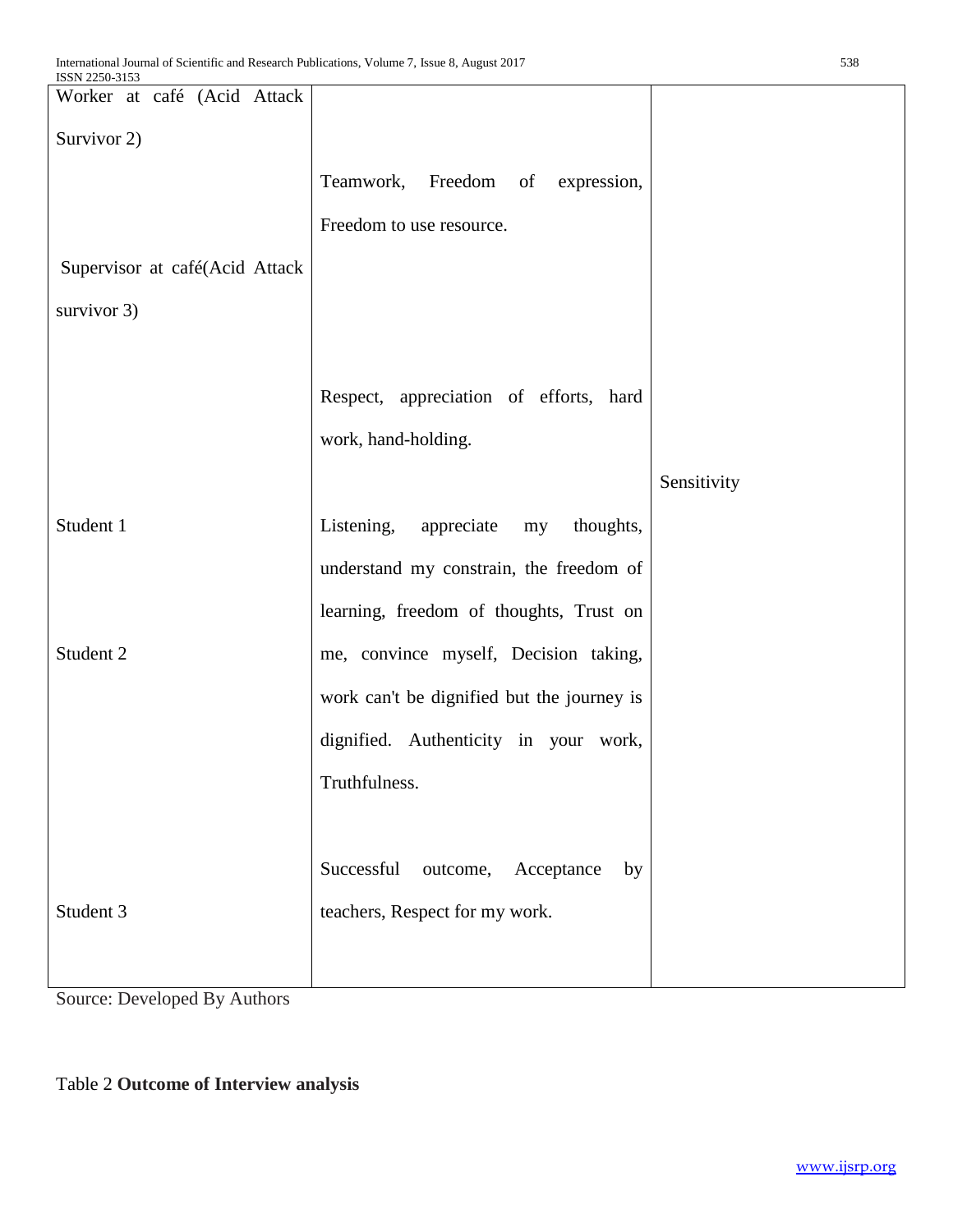| | | |
|---|---|---|
| Worker at café (Acid Attack Survivor 2) | Teamwork, Freedom of expression, Freedom to use resource. | |
| Supervisor at café(Acid Attack survivor 3) | Respect, appreciation of efforts, hard work, hand-holding. | Sensitivity |
| Student 1 | Listening, appreciate my thoughts, understand my constrain, the freedom of learning, freedom of thoughts, Trust on | |
| Student 2 | me, convince myself, Decision taking, work can't be dignified but the journey is dignified. Authenticity in your work, Truthfulness. | |
| Student 3 | Successful outcome, Acceptance by teachers, Respect for my work. | |

Source: Developed By Authors

Table 2 **Outcome of Interview analysis**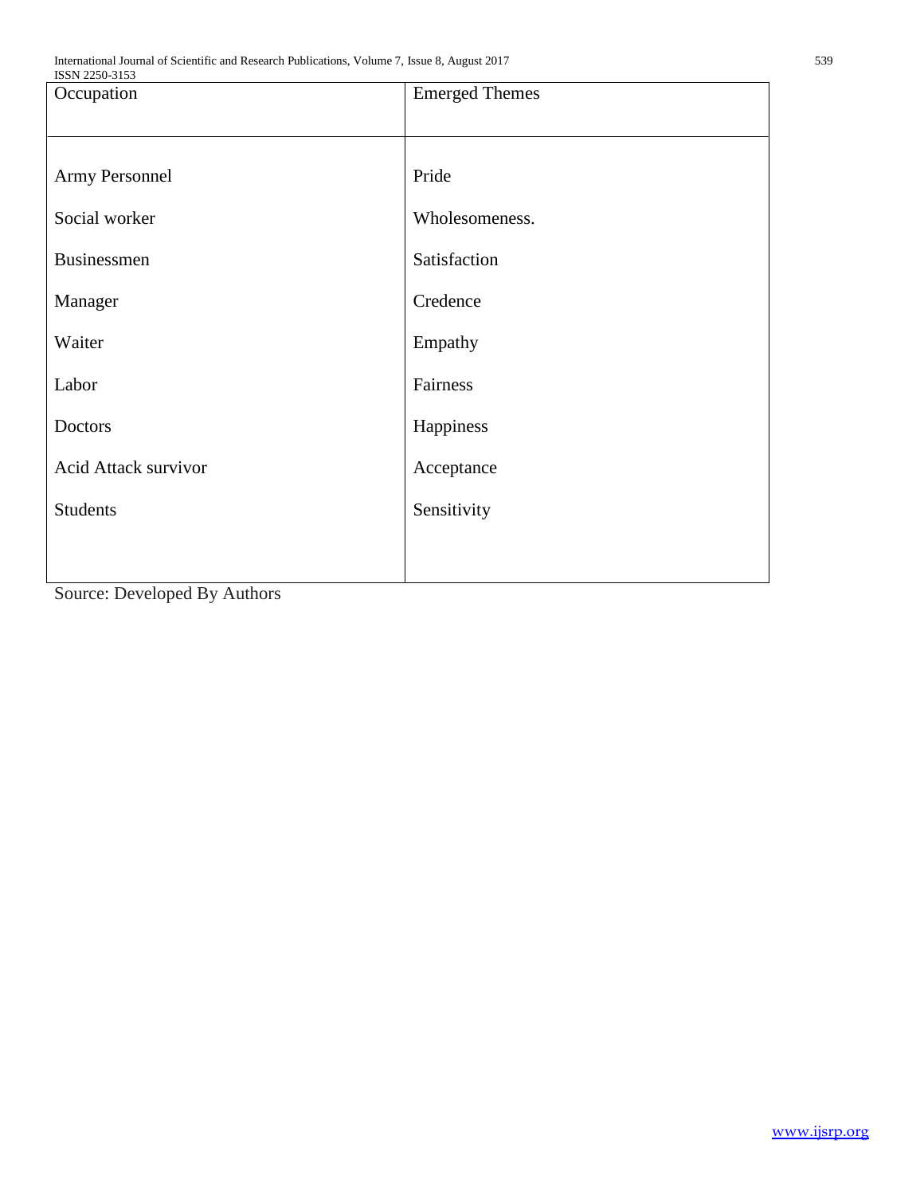| Occupation | Emerged Themes |
| --- | --- |
| Army Personnel | Pride |
| Social worker | Wholesomeness. |
| Businessmen | Satisfaction |
| Manager | Credence |
| Waiter | Empathy |
| Labor | Fairness |
| Doctors | Happiness |
| Acid Attack survivor | Acceptance |
| Students | Sensitivity |

Source: Developed By Authors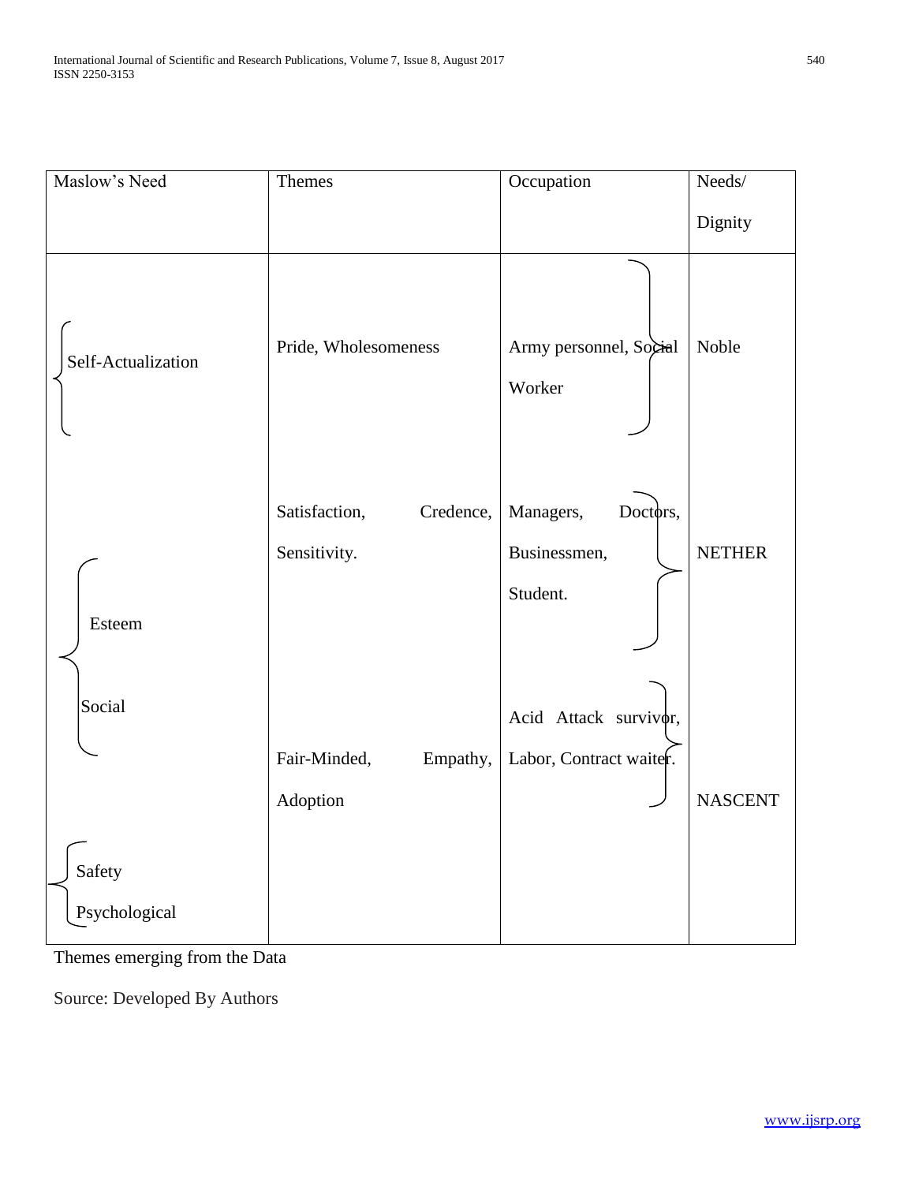| Maslow's Need | Themes | Occupation | Needs/ Dignity |
|---|---|---|---|
| Self-Actualization | Pride, Wholesomeness | Army personnel, Social Worker | Noble |
| Esteem | Satisfaction, Credence, Sensitivity. | Managers, Doctors, Businessmen, Student. | NETHER |
| Social | Fair-Minded, Empathy, Adoption | Acid Attack survivor, Labor, Contract waiter. | NASCENT |
| Safety Psychological | | | |

Themes emerging from the Data

Source: Developed By Authors